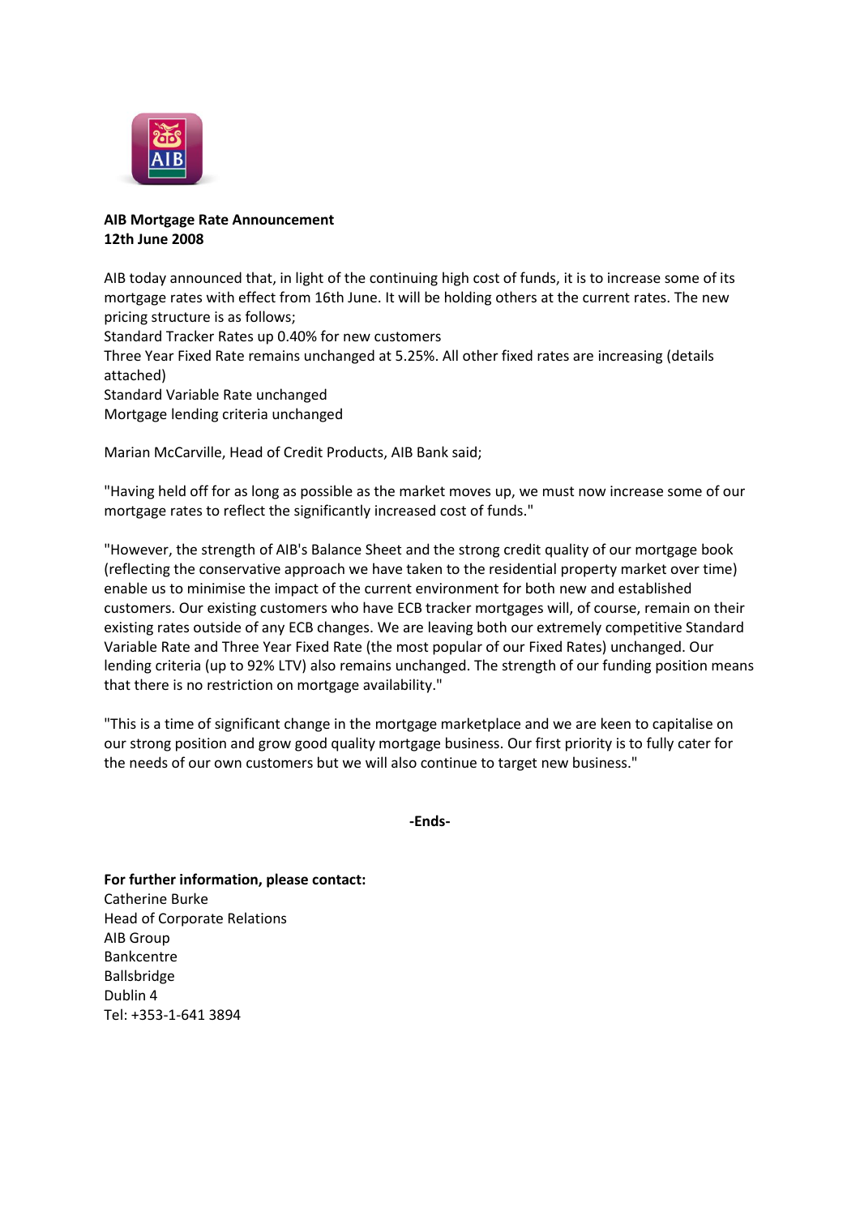**AIB Mortgage Rate Announcement**
**12th June 2008**

AIB today announced that, in light of the continuing high cost of funds, it is to increase some of its mortgage rates with effect from 16th June. It will be holding others at the current rates. The new pricing structure is as follows;

Standard Tracker Rates up 0.40% for new customers
Three Year Fixed Rate remains unchanged at 5.25%. All other fixed rates are increasing (details attached)
Standard Variable Rate unchanged
Mortgage lending criteria unchanged

Marian McCarville, Head of Credit Products, AIB Bank said;

"Having held off for as long as possible as the market moves up, we must now increase some of our mortgage rates to reflect the significantly increased cost of funds."

"However, the strength of AIB's Balance Sheet and the strong credit quality of our mortgage book (reflecting the conservative approach we have taken to the residential property market over time) enable us to minimise the impact of the current environment for both new and established customers. Our existing customers who have ECB tracker mortgages will, of course, remain on their existing rates outside of any ECB changes. We are leaving both our extremely competitive Standard Variable Rate and Three Year Fixed Rate (the most popular of our Fixed Rates) unchanged. Our lending criteria (up to 92% LTV) also remains unchanged. The strength of our funding position means that there is no restriction on mortgage availability."

"This is a time of significant change in the mortgage marketplace and we are keen to capitalise on our strong position and grow good quality mortgage business. Our first priority is to fully cater for the needs of our own customers but we will also continue to target new business."

**-Ends-**

**For further information, please contact:**
Catherine Burke
Head of Corporate Relations
AIB Group
Bankcentre
Ballsbridge
Dublin 4
Tel: +353-1-641 3894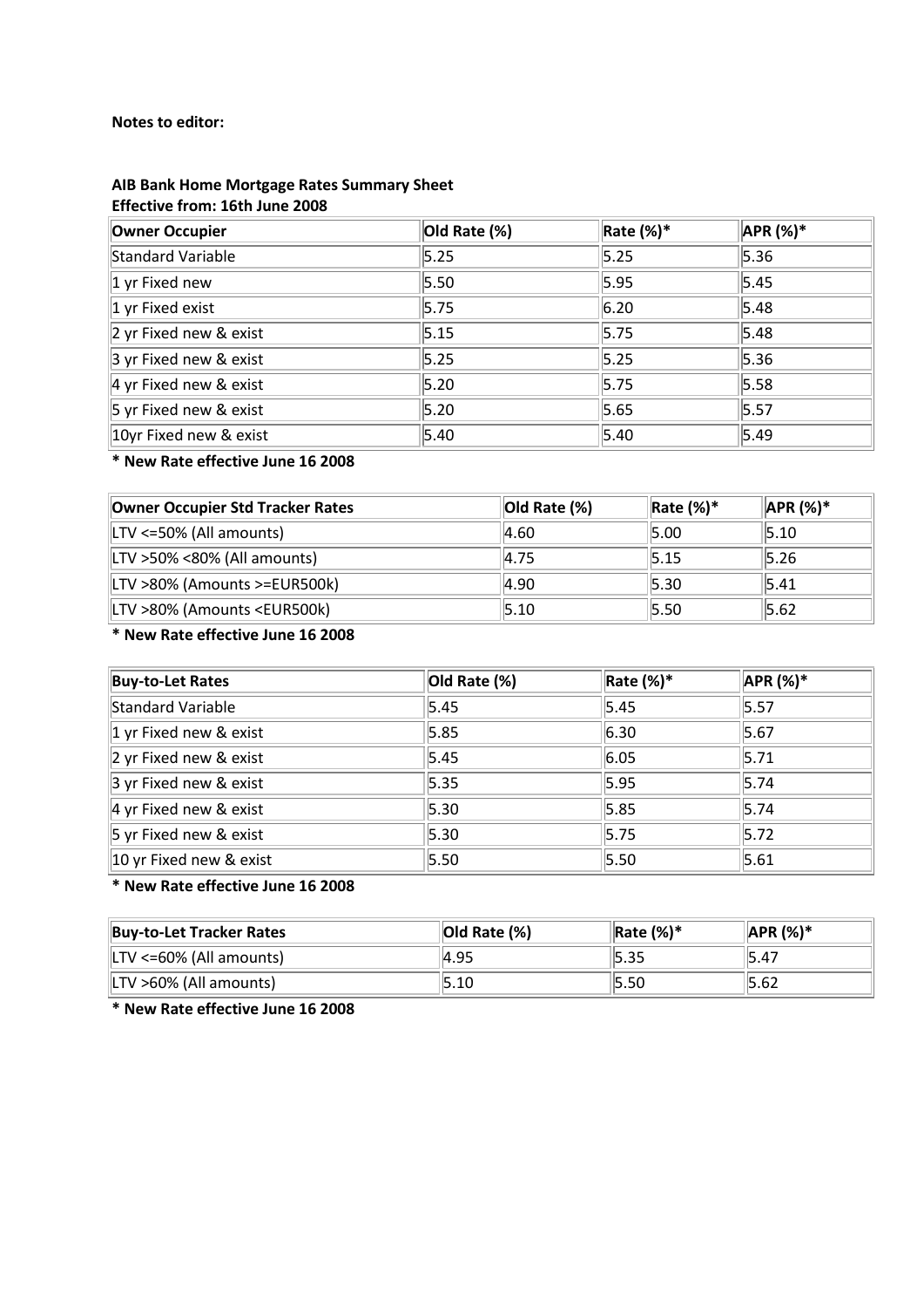**Notes to editor:**

**AIB Bank Home Mortgage Rates Summary Sheet**
**Effective from: 16th June 2008**

| Owner Occupier | Old Rate (%) | Rate (%)* | APR (%)* |
|---|---|---|---|
| Standard Variable | 5.25 | 5.25 | 5.36 |
| 1 yr Fixed new | 5.50 | 5.95 | 5.45 |
| 1 yr Fixed exist | 5.75 | 6.20 | 5.48 |
| 2 yr Fixed new & exist | 5.15 | 5.75 | 5.48 |
| 3 yr Fixed new & exist | 5.25 | 5.25 | 5.36 |
| 4 yr Fixed new & exist | 5.20 | 5.75 | 5.58 |
| 5 yr Fixed new & exist | 5.20 | 5.65 | 5.57 |
| 10yr Fixed new & exist | 5.40 | 5.40 | 5.49 |

**\* New Rate effective June 16 2008**

| Owner Occupier Std Tracker Rates | Old Rate (%) | Rate (%)* | APR (%)* |
|---|---|---|---|
| LTV <=50% (All amounts) | 4.60 | 5.00 | 5.10 |
| LTV >50% <80% (All amounts) | 4.75 | 5.15 | 5.26 |
| LTV >80% (Amounts >=EUR500k) | 4.90 | 5.30 | 5.41 |
| LTV >80% (Amounts <EUR500k) | 5.10 | 5.50 | 5.62 |

**\* New Rate effective June 16 2008**

| Buy-to-Let Rates | Old Rate (%) | Rate (%)* | APR (%)* |
|---|---|---|---|
| Standard Variable | 5.45 | 5.45 | 5.57 |
| 1 yr Fixed new & exist | 5.85 | 6.30 | 5.67 |
| 2 yr Fixed new & exist | 5.45 | 6.05 | 5.71 |
| 3 yr Fixed new & exist | 5.35 | 5.95 | 5.74 |
| 4 yr Fixed new & exist | 5.30 | 5.85 | 5.74 |
| 5 yr Fixed new & exist | 5.30 | 5.75 | 5.72 |
| 10 yr Fixed new & exist | 5.50 | 5.50 | 5.61 |

**\* New Rate effective June 16 2008**

| Buy-to-Let Tracker Rates | Old Rate (%) | Rate (%)* | APR (%)* |
|---|---|---|---|
| LTV <=60% (All amounts) | 4.95 | 5.35 | 5.47 |
| LTV >60% (All amounts) | 5.10 | 5.50 | 5.62 |

**\* New Rate effective June 16 2008**